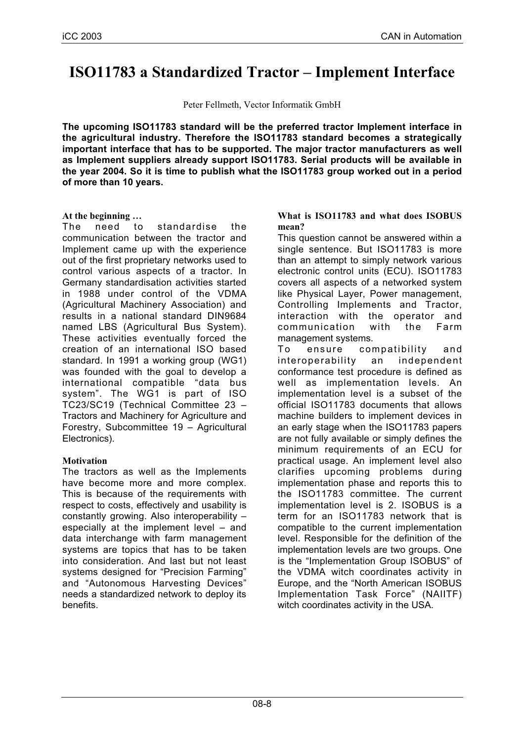# ISO11783 a Standardized Tractor – Implement Interface

Peter Fellmeth, Vector Informatik GmbH

**The upcoming ISO11783 standard will be the preferred tractor Implement interface in the agricultural industry. Therefore the ISO11783 standard becomes a strategically important interface that has to be supported. The major tractor manufacturers as well as Implement suppliers already support ISO11783. Serial products will be available in the year 2004. So it is time to publish what the ISO11783 group worked out in a period of more than 10 years.**

## At the beginning …

The need to standardise the communication between the tractor and Implement came up with the experience out of the first proprietary networks used to control various aspects of a tractor. In Germany standardisation activities started in 1988 under control of the VDMA (Agricultural Machinery Association) and results in a national standard DIN9684 named LBS (Agricultural Bus System). These activities eventually forced the creation of an international ISO based standard. In 1991 a working group (WG1) was founded with the goal to develop a international compatible "data bus system". The WG1 is part of ISO TC23/SC19 (Technical Committee 23 – Tractors and Machinery for Agriculture and Forestry, Subcommittee 19 – Agricultural Electronics).

## Motivation

The tractors as well as the Implements have become more and more complex. This is because of the requirements with respect to costs, effectively and usability is constantly growing. Also interoperability – especially at the implement level – and data interchange with farm management systems are topics that has to be taken into consideration. And last but not least systems designed for "Precision Farming" and "Autonomous Harvesting Devices" needs a standardized network to deploy its benefits.

## What is ISO11783 and what does ISOBUS mean?

This question cannot be answered within a single sentence. But ISO11783 is more than an attempt to simply network various electronic control units (ECU). ISO11783 covers all aspects of a networked system like Physical Layer, Power management, Controlling Implements and Tractor, interaction with the operator and communication with the Farm management systems.

To ensure compatibility and interoperability an independent conformance test procedure is defined as well as implementation levels. An implementation level is a subset of the official ISO11783 documents that allows machine builders to implement devices in an early stage when the ISO11783 papers are not fully available or simply defines the minimum requirements of an ECU for practical usage. An implement level also clarifies upcoming problems during implementation phase and reports this to the ISO11783 committee. The current implementation level is 2. ISOBUS is a term for an ISO11783 network that is compatible to the current implementation level. Responsible for the definition of the implementation levels are two groups. One is the "Implementation Group ISOBUS" of the VDMA witch coordinates activity in Europe, and the "North American ISOBUS Implementation Task Force" (NAIITF) witch coordinates activity in the USA.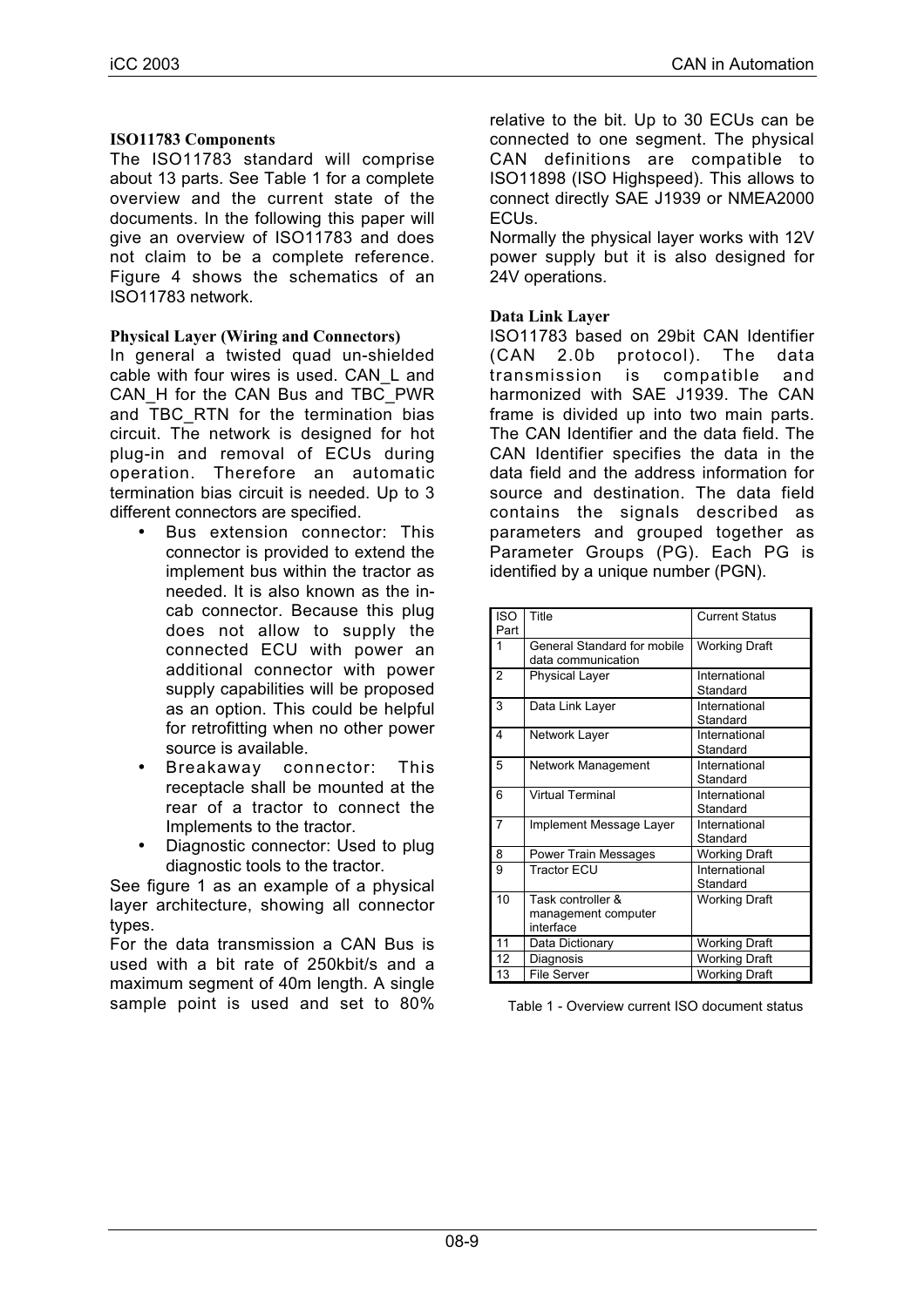### ISO11783 Components

The ISO11783 standard will comprise about 13 parts. See Table 1 for a complete overview and the current state of the documents. In the following this paper will give an overview of ISO11783 and does not claim to be a complete reference. Figure 4 shows the schematics of an ISO11783 network.

### Physical Layer (Wiring and Connectors)

In general a twisted quad un-shielded cable with four wires is used. CAN_L and CAN_H for the CAN Bus and TBC_PWR and TBC_RTN for the termination bias circuit. The network is designed for hot plug-in and removal of ECUs during operation. Therefore an automatic termination bias circuit is needed. Up to 3 different connectors are specified.

- Bus extension connector: This connector is provided to extend the implement bus within the tractor as needed. It is also known as the in-cab connector. Because this plug does not allow to supply the connected ECU with power an additional connector with power supply capabilities will be proposed as an option. This could be helpful for retrofitting when no other power source is available.
- Breakaway connector: This receptacle shall be mounted at the rear of a tractor to connect the Implements to the tractor.
- Diagnostic connector: Used to plug diagnostic tools to the tractor.

See figure 1 as an example of a physical layer architecture, showing all connector types.

For the data transmission a CAN Bus is used with a bit rate of 250kbit/s and a maximum segment of 40m length. A single sample point is used and set to 80% relative to the bit. Up to 30 ECUs can be connected to one segment. The physical CAN definitions are compatible to ISO11898 (ISO Highspeed). This allows to connect directly SAE J1939 or NMEA2000 ECUs.

Normally the physical layer works with 12V power supply but it is also designed for 24V operations.

### Data Link Layer

ISO11783 based on 29bit CAN Identifier (CAN 2.0b protocol). The data transmission is compatible and harmonized with SAE J1939. The CAN frame is divided up into two main parts. The CAN Identifier and the data field. The CAN Identifier specifies the data in the data field and the address information for source and destination. The data field contains the signals described as parameters and grouped together as Parameter Groups (PG). Each PG is identified by a unique number (PGN).

| ISO Part | Title | Current Status |
|---|---|---|
| 1 | General Standard for mobile data communication | Working Draft |
| 2 | Physical Layer | International Standard |
| 3 | Data Link Layer | International Standard |
| 4 | Network Layer | International Standard |
| 5 | Network Management | International Standard |
| 6 | Virtual Terminal | International Standard |
| 7 | Implement Message Layer | International Standard |
| 8 | Power Train Messages | Working Draft |
| 9 | Tractor ECU | International Standard |
| 10 | Task controller & management computer interface | Working Draft |
| 11 | Data Dictionary | Working Draft |
| 12 | Diagnosis | Working Draft |
| 13 | File Server | Working Draft |

Table 1 - Overview current ISO document status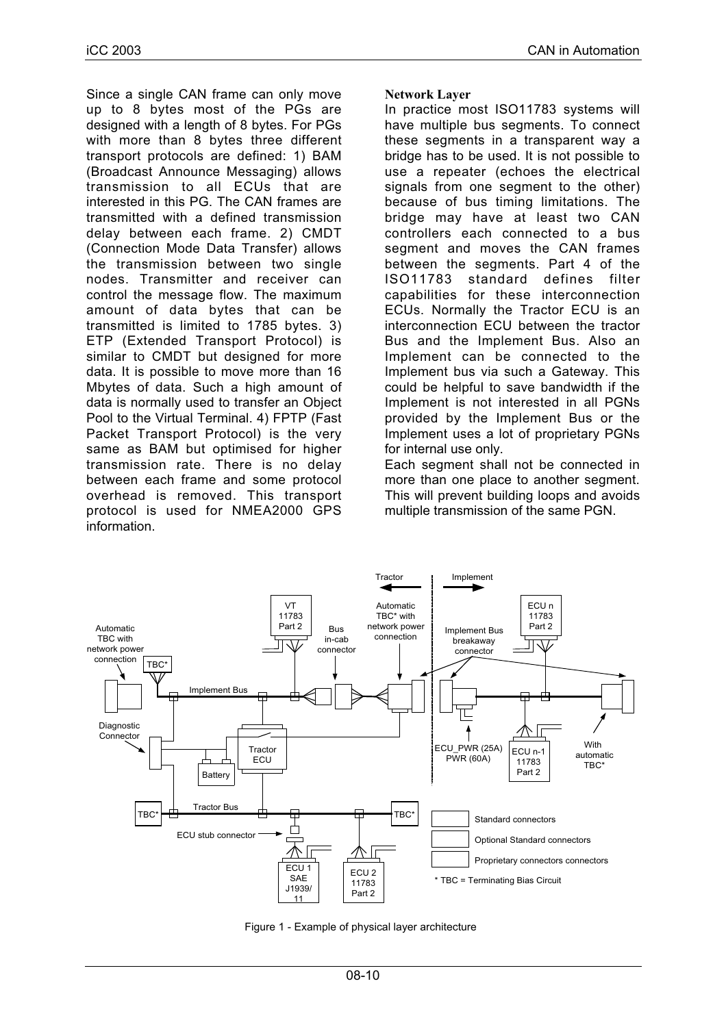Since a single CAN frame can only move up to 8 bytes most of the PGs are designed with a length of 8 bytes. For PGs with more than 8 bytes three different transport protocols are defined: 1) BAM (Broadcast Announce Messaging) allows transmission to all ECUs that are interested in this PG. The CAN frames are transmitted with a defined transmission delay between each frame. 2) CMDT (Connection Mode Data Transfer) allows the transmission between two single nodes. Transmitter and receiver can control the message flow. The maximum amount of data bytes that can be transmitted is limited to 1785 bytes. 3) ETP (Extended Transport Protocol) is similar to CMDT but designed for more data. It is possible to move more than 16 Mbytes of data. Such a high amount of data is normally used to transfer an Object Pool to the Virtual Terminal. 4) FPTP (Fast Packet Transport Protocol) is the very same as BAM but optimised for higher transmission rate. There is no delay between each frame and some protocol overhead is removed. This transport protocol is used for NMEA2000 GPS information.

**Network Layer**

In practice most ISO11783 systems will have multiple bus segments. To connect these segments in a transparent way a bridge has to be used. It is not possible to use a repeater (echoes the electrical signals from one segment to the other) because of bus timing limitations. The bridge may have at least two CAN controllers each connected to a bus segment and moves the CAN frames between the segments. Part 4 of the ISO11783 standard defines filter capabilities for these interconnection ECUs. Normally the Tractor ECU is an interconnection ECU between the tractor Bus and the Implement Bus. Also an Implement can be connected to the Implement bus via such a Gateway. This could be helpful to save bandwidth if the Implement is not interested in all PGNs provided by the Implement Bus or the Implement uses a lot of proprietary PGNs for internal use only.

Each segment shall not be connected in more than one place to another segment. This will prevent building loops and avoids multiple transmission of the same PGN.

Figure 1 - Example of physical layer architecture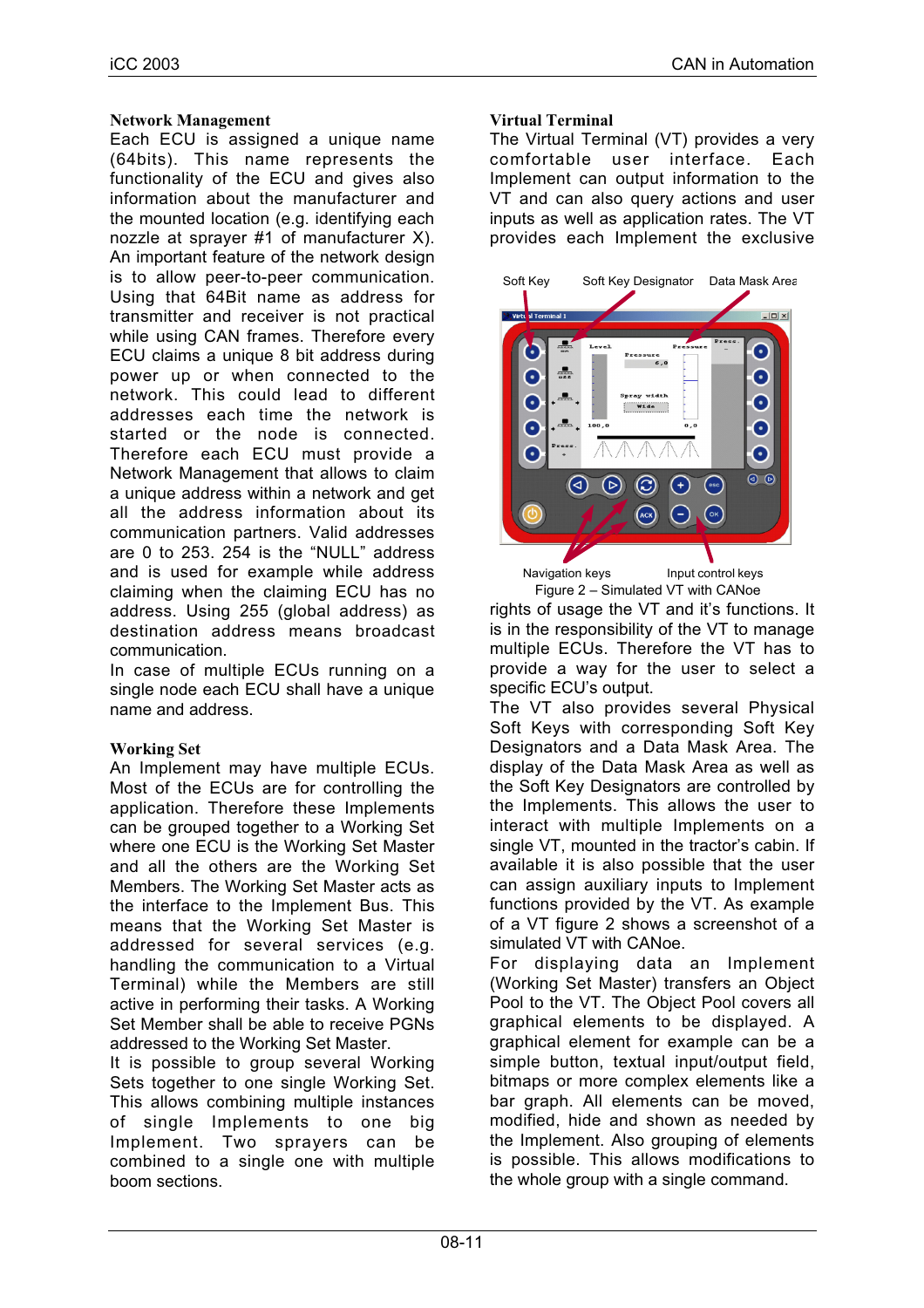## Network Management

Each ECU is assigned a unique name (64bits). This name represents the functionality of the ECU and gives also information about the manufacturer and the mounted location (e.g. identifying each nozzle at sprayer #1 of manufacturer X). An important feature of the network design is to allow peer-to-peer communication. Using that 64Bit name as address for transmitter and receiver is not practical while using CAN frames. Therefore every ECU claims a unique 8 bit address during power up or when connected to the network. This could lead to different addresses each time the network is started or the node is connected. Therefore each ECU must provide a Network Management that allows to claim a unique address within a network and get all the address information about its communication partners. Valid addresses are 0 to 253. 254 is the “NULL” address and is used for example while address claiming when the claiming ECU has no address. Using 255 (global address) as destination address means broadcast communication.

In case of multiple ECUs running on a single node each ECU shall have a unique name and address.

## Working Set

An Implement may have multiple ECUs. Most of the ECUs are for controlling the application. Therefore these Implements can be grouped together to a Working Set where one ECU is the Working Set Master and all the others are the Working Set Members. The Working Set Master acts as the interface to the Implement Bus. This means that the Working Set Master is addressed for several services (e.g. handling the communication to a Virtual Terminal) while the Members are still active in performing their tasks. A Working Set Member shall be able to receive PGNs addressed to the Working Set Master.

It is possible to group several Working Sets together to one single Working Set. This allows combining multiple instances of single Implements to one big Implement. Two sprayers can be combined to a single one with multiple boom sections.

## Virtual Terminal

The Virtual Terminal (VT) provides a very comfortable user interface. Each Implement can output information to the VT and can also query actions and user inputs as well as application rates. The VT provides each Implement the exclusive

Figure 2 – Simulated VT with CANoe

rights of usage the VT and it’s functions. It is in the responsibility of the VT to manage multiple ECUs. Therefore the VT has to provide a way for the user to select a specific ECU’s output.

The VT also provides several Physical Soft Keys with corresponding Soft Key Designators and a Data Mask Area. The display of the Data Mask Area as well as the Soft Key Designators are controlled by the Implements. This allows the user to interact with multiple Implements on a single VT, mounted in the tractor’s cabin. If available it is also possible that the user can assign auxiliary inputs to Implement functions provided by the VT. As example of a VT figure 2 shows a screenshot of a simulated VT with CANoe.

For displaying data an Implement (Working Set Master) transfers an Object Pool to the VT. The Object Pool covers all graphical elements to be displayed. A graphical element for example can be a simple button, textual input/output field, bitmaps or more complex elements like a bar graph. All elements can be moved, modified, hide and shown as needed by the Implement. Also grouping of elements is possible. This allows modifications to the whole group with a single command.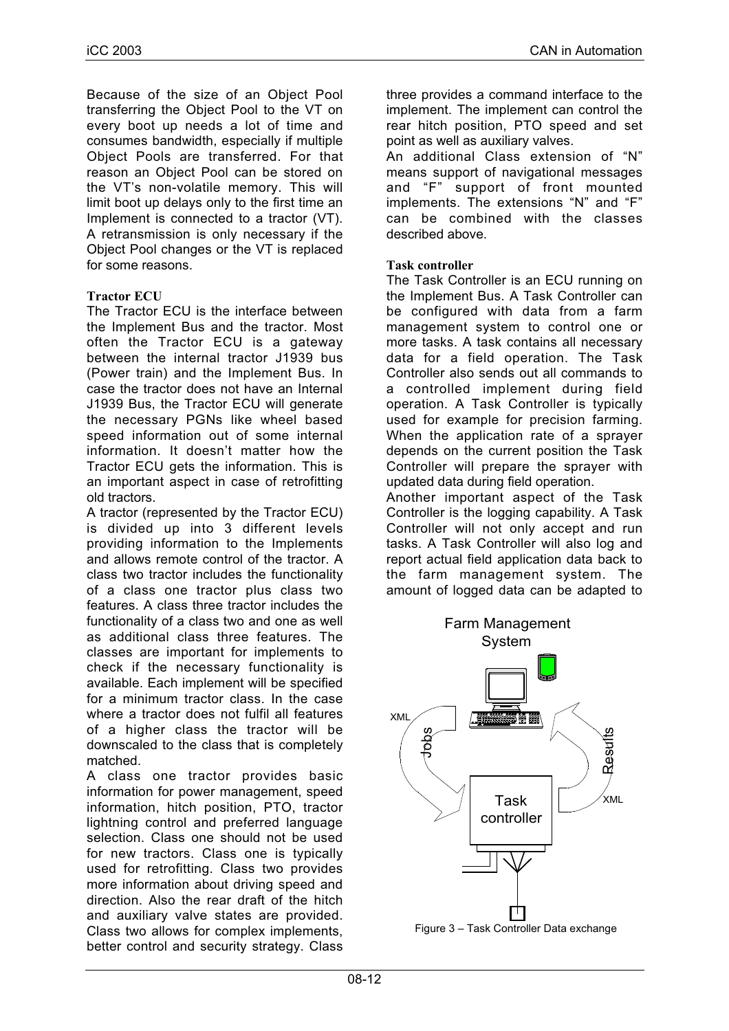Because of the size of an Object Pool transferring the Object Pool to the VT on every boot up needs a lot of time and consumes bandwidth, especially if multiple Object Pools are transferred. For that reason an Object Pool can be stored on the VT's non-volatile memory. This will limit boot up delays only to the first time an Implement is connected to a tractor (VT). A retransmission is only necessary if the Object Pool changes or the VT is replaced for some reasons.

**Tractor ECU**

The Tractor ECU is the interface between the Implement Bus and the tractor. Most often the Tractor ECU is a gateway between the internal tractor J1939 bus (Power train) and the Implement Bus. In case the tractor does not have an Internal J1939 Bus, the Tractor ECU will generate the necessary PGNs like wheel based speed information out of some internal information. It doesn't matter how the Tractor ECU gets the information. This is an important aspect in case of retrofitting old tractors.

A tractor (represented by the Tractor ECU) is divided up into 3 different levels providing information to the Implements and allows remote control of the tractor. A class two tractor includes the functionality of a class one tractor plus class two features. A class three tractor includes the functionality of a class two and one as well as additional class three features. The classes are important for implements to check if the necessary functionality is available. Each implement will be specified for a minimum tractor class. In the case where a tractor does not fulfil all features of a higher class the tractor will be downscaled to the class that is completely matched.

A class one tractor provides basic information for power management, speed information, hitch position, PTO, tractor lightning control and preferred language selection. Class one should not be used for new tractors. Class one is typically used for retrofitting. Class two provides more information about driving speed and direction. Also the rear draft of the hitch and auxiliary valve states are provided. Class two allows for complex implements, better control and security strategy. Class three provides a command interface to the implement. The implement can control the rear hitch position, PTO speed and set point as well as auxiliary valves.

An additional Class extension of "N" means support of navigational messages and "F" support of front mounted implements. The extensions "N" and "F" can be combined with the classes described above.

**Task controller**

The Task Controller is an ECU running on the Implement Bus. A Task Controller can be configured with data from a farm management system to control one or more tasks. A task contains all necessary data for a field operation. The Task Controller also sends out all commands to a controlled implement during field operation. A Task Controller is typically used for example for precision farming. When the application rate of a sprayer depends on the current position the Task Controller will prepare the sprayer with updated data during field operation.

Another important aspect of the Task Controller is the logging capability. A Task Controller will not only accept and run tasks. A Task Controller will also log and report actual field application data back to the farm management system. The amount of logged data can be adapted to

Figure 3 – Task Controller Data exchange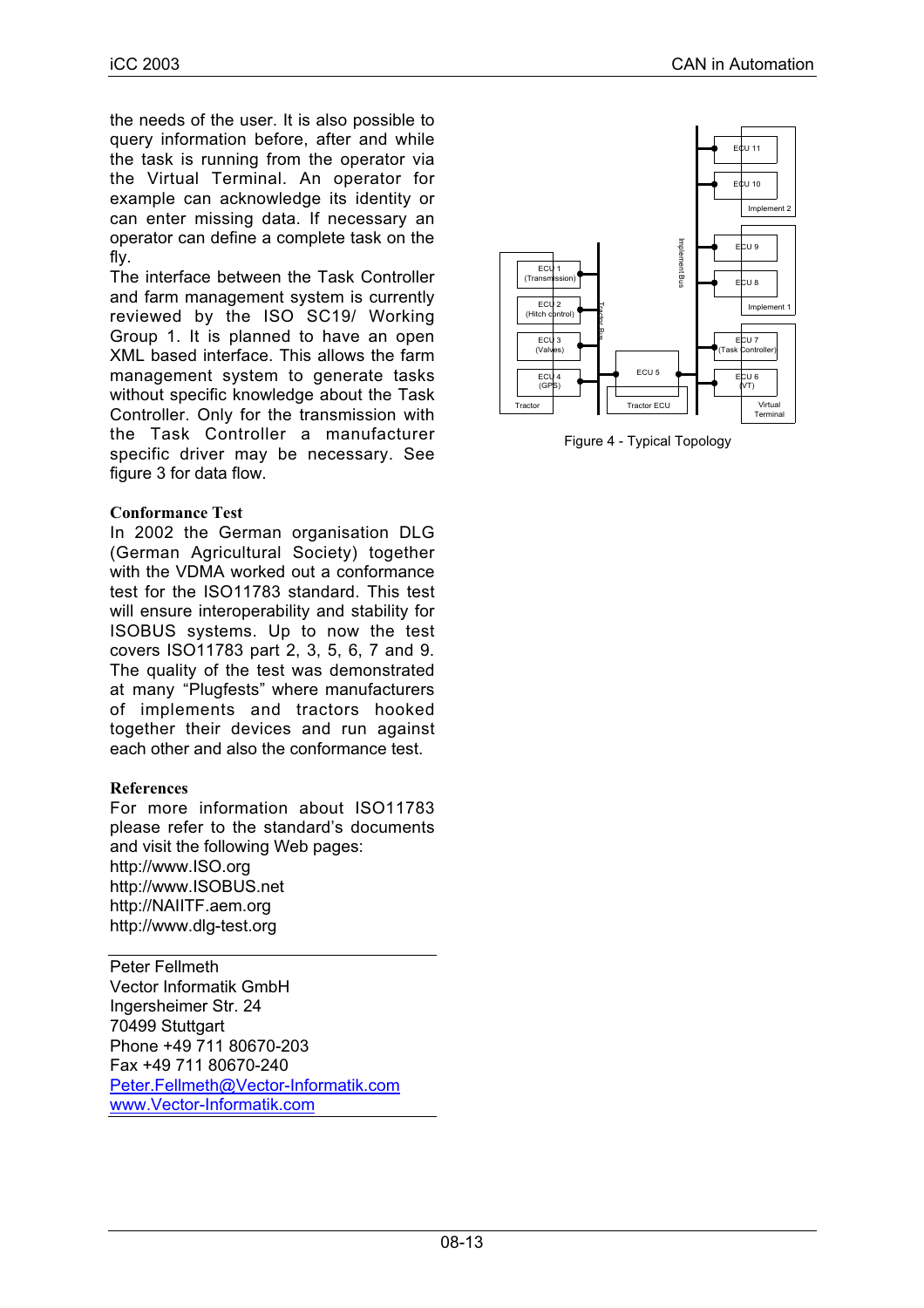the needs of the user. It is also possible to query information before, after and while the task is running from the operator via the Virtual Terminal. An operator for example can acknowledge its identity or can enter missing data. If necessary an operator can define a complete task on the fly.

The interface between the Task Controller and farm management system is currently reviewed by the ISO SC19/ Working Group 1. It is planned to have an open XML based interface. This allows the farm management system to generate tasks without specific knowledge about the Task Controller. Only for the transmission with the Task Controller a manufacturer specific driver may be necessary. See figure 3 for data flow.

**Conformance Test**

In 2002 the German organisation DLG (German Agricultural Society) together with the VDMA worked out a conformance test for the ISO11783 standard. This test will ensure interoperability and stability for ISOBUS systems. Up to now the test covers ISO11783 part 2, 3, 5, 6, 7 and 9. The quality of the test was demonstrated at many "Plugfests" where manufacturers of implements and tractors hooked together their devices and run against each other and also the conformance test.

**References**

For more information about ISO11783 please refer to the standard's documents and visit the following Web pages:
http://www.ISO.org
http://www.ISOBUS.net
http://NAIITF.aem.org
http://www.dlg-test.org

Peter Fellmeth
Vector Informatik GmbH
Ingersheimer Str. 24
70499 Stuttgart
Phone +49 711 80670-203
Fax +49 711 80670-240
Peter.Fellmeth@Vector-Informatik.com
www.Vector-Informatik.com

ECU 11
ECU 10
Implement 2
Implement Bus
ECU 9
ECU 8
Implement 1
ECU 1 (Transmission)
ECU 2 (Hitch control)
Tractor Bus
ECU 3 (Valves)
ECU 4 (GPS)
Tractor
ECU 5
Tractor ECU
ECU 7 (Task Controller)
ECU 6 (VT)
Virtual Terminal

Figure 4 - Typical Topology